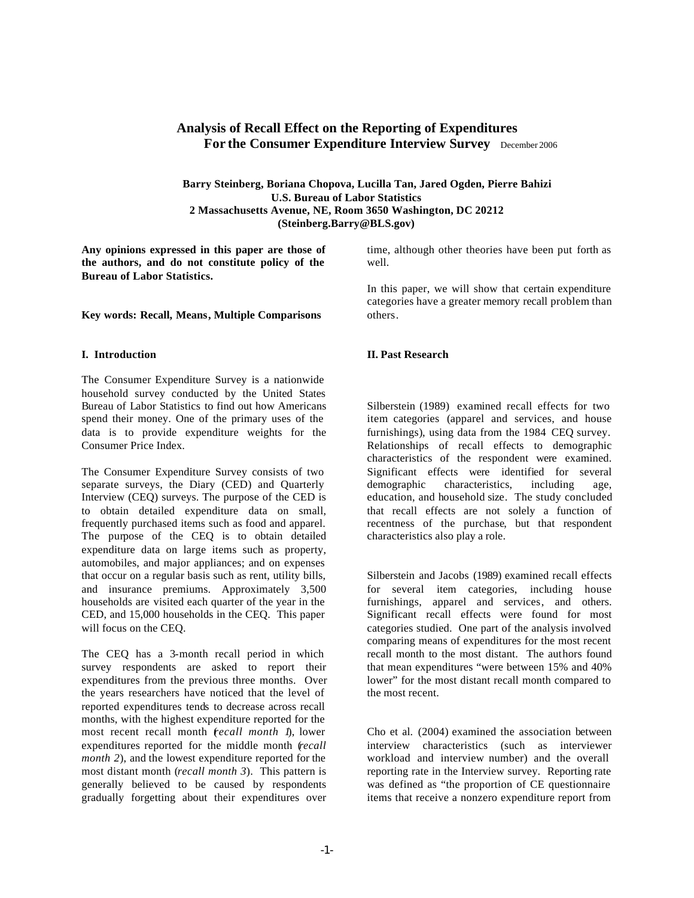# Analysis of Recall Effect on the Reporting of Expenditures For the Consumer Expenditure Interview Survey

December 2006

**Barry Steinberg, Boriana Chopova, Lucilla Tan, Jared Ogden, Pierre Bahizi**
**U.S. Bureau of Labor Statistics**
**2 Massachusetts Avenue, NE, Room 3650 Washington, DC 20212**
**(Steinberg.Barry@BLS.gov)**

**Any opinions expressed in this paper are those of the authors, and do not constitute policy of the Bureau of Labor Statistics.**

**Key words: Recall, Means, Multiple Comparisons**

## I. Introduction

The Consumer Expenditure Survey is a nationwide household survey conducted by the United States Bureau of Labor Statistics to find out how Americans spend their money. One of the primary uses of the data is to provide expenditure weights for the Consumer Price Index.

The Consumer Expenditure Survey consists of two separate surveys, the Diary (CED) and Quarterly Interview (CEQ) surveys. The purpose of the CED is to obtain detailed expenditure data on small, frequently purchased items such as food and apparel. The purpose of the CEQ is to obtain detailed expenditure data on large items such as property, automobiles, and major appliances; and on expenses that occur on a regular basis such as rent, utility bills, and insurance premiums. Approximately 3,500 households are visited each quarter of the year in the CED, and 15,000 households in the CEQ. This paper will focus on the CEQ.

The CEQ has a 3-month recall period in which survey respondents are asked to report their expenditures from the previous three months. Over the years researchers have noticed that the level of reported expenditures tends to decrease across recall months, with the highest expenditure reported for the most recent recall month (*recall month 1*), lower expenditures reported for the middle month (*recall month 2*), and the lowest expenditure reported for the most distant month (*recall month 3*). This pattern is generally believed to be caused by respondents gradually forgetting about their expenditures over time, although other theories have been put forth as well.

In this paper, we will show that certain expenditure categories have a greater memory recall problem than others.

## II. Past Research

Silberstein (1989) examined recall effects for two item categories (apparel and services, and house furnishings), using data from the 1984 CEQ survey. Relationships of recall effects to demographic characteristics of the respondent were examined. Significant effects were identified for several demographic characteristics, including age, education, and household size. The study concluded that recall effects are not solely a function of recentness of the purchase, but that respondent characteristics also play a role.

Silberstein and Jacobs (1989) examined recall effects for several item categories, including house furnishings, apparel and services, and others. Significant recall effects were found for most categories studied. One part of the analysis involved comparing means of expenditures for the most recent recall month to the most distant. The authors found that mean expenditures "were between 15% and 40% lower" for the most distant recall month compared to the most recent.

Cho et al. (2004) examined the association between interview characteristics (such as interviewer workload and interview number) and the overall reporting rate in the Interview survey. Reporting rate was defined as "the proportion of CE questionnaire items that receive a nonzero expenditure report from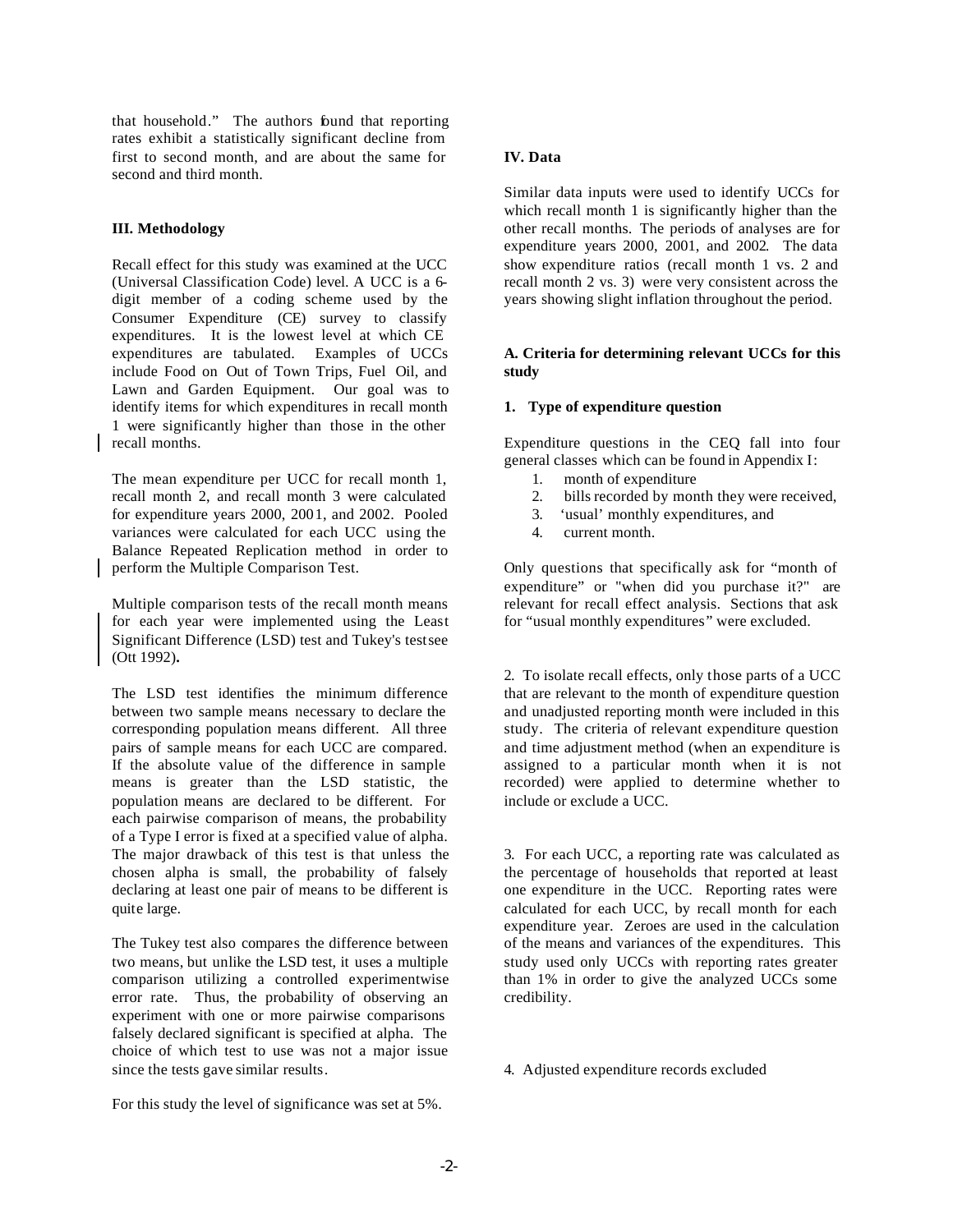that household." The authors found that reporting rates exhibit a statistically significant decline from first to second month, and are about the same for second and third month.

### III. Methodology

Recall effect for this study was examined at the UCC (Universal Classification Code) level. A UCC is a 6-digit member of a coding scheme used by the Consumer Expenditure (CE) survey to classify expenditures. It is the lowest level at which CE expenditures are tabulated. Examples of UCCs include Food on Out of Town Trips, Fuel Oil, and Lawn and Garden Equipment. Our goal was to identify items for which expenditures in recall month 1 were significantly higher than those in the other recall months.

The mean expenditure per UCC for recall month 1, recall month 2, and recall month 3 were calculated for expenditure years 2000, 2001, and 2002. Pooled variances were calculated for each UCC using the Balance Repeated Replication method in order to perform the Multiple Comparison Test.

Multiple comparison tests of the recall month means for each year were implemented using the Least Significant Difference (LSD) test and Tukey's testsee (Ott 1992)**.**

The LSD test identifies the minimum difference between two sample means necessary to declare the corresponding population means different. All three pairs of sample means for each UCC are compared. If the absolute value of the difference in sample means is greater than the LSD statistic, the population means are declared to be different. For each pairwise comparison of means, the probability of a Type I error is fixed at a specified value of alpha. The major drawback of this test is that unless the chosen alpha is small, the probability of falsely declaring at least one pair of means to be different is quite large.

The Tukey test also compares the difference between two means, but unlike the LSD test, it uses a multiple comparison utilizing a controlled experimentwise error rate. Thus, the probability of observing an experiment with one or more pairwise comparisons falsely declared significant is specified at alpha. The choice of which test to use was not a major issue since the tests gave similar results.

For this study the level of significance was set at 5%.

### IV. Data

Similar data inputs were used to identify UCCs for which recall month 1 is significantly higher than the other recall months. The periods of analyses are for expenditure years 2000, 2001, and 2002. The data show expenditure ratios (recall month 1 vs. 2 and recall month 2 vs. 3) were very consistent across the years showing slight inflation throughout the period.

#### A. Criteria for determining relevant UCCs for this study

**1. Type of expenditure question**

Expenditure questions in the CEQ fall into four general classes which can be found in Appendix I:

1. month of expenditure
2. bills recorded by month they were received,
3. 'usual' monthly expenditures, and
4. current month.

Only questions that specifically ask for "month of expenditure" or "when did you purchase it?" are relevant for recall effect analysis. Sections that ask for "usual monthly expenditures" were excluded.

2. To isolate recall effects, only those parts of a UCC that are relevant to the month of expenditure question and unadjusted reporting month were included in this study. The criteria of relevant expenditure question and time adjustment method (when an expenditure is assigned to a particular month when it is not recorded) were applied to determine whether to include or exclude a UCC.

3. For each UCC, a reporting rate was calculated as the percentage of households that reported at least one expenditure in the UCC. Reporting rates were calculated for each UCC, by recall month for each expenditure year. Zeroes are used in the calculation of the means and variances of the expenditures. This study used only UCCs with reporting rates greater than 1% in order to give the analyzed UCCs some credibility.

4. Adjusted expenditure records excluded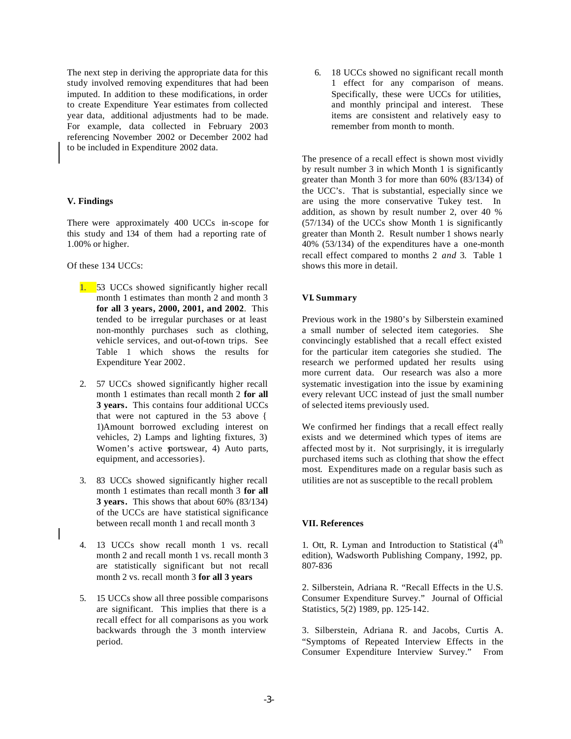The next step in deriving the appropriate data for this study involved removing expenditures that had been imputed. In addition to these modifications, in order to create Expenditure Year estimates from collected year data, additional adjustments had to be made. For example, data collected in February 2003 referencing November 2002 or December 2002 had to be included in Expenditure 2002 data.

## V. Findings

There were approximately 400 UCCs in-scope for this study and 134 of them had a reporting rate of 1.00% or higher.

Of these 134 UCCs:

1. 53 UCCs showed significantly higher recall month 1 estimates than month 2 and month 3 **for all 3 years, 2000, 2001, and 2002**. This tended to be irregular purchases or at least non-monthly purchases such as clothing, vehicle services, and out-of-town trips. See Table 1 which shows the results for Expenditure Year 2002.

2. 57 UCCs showed significantly higher recall month 1 estimates than recall month 2 **for all 3 years.** This contains four additional UCCs that were not captured in the 53 above { 1)Amount borrowed excluding interest on vehicles, 2) Lamps and lighting fixtures, 3) Women's active sportswear, 4) Auto parts, equipment, and accessories}.

3. 83 UCCs showed significantly higher recall month 1 estimates than recall month 3 **for all 3 years.** This shows that about 60% (83/134) of the UCCs are have statistical significance between recall month 1 and recall month 3

4. 13 UCCs show recall month 1 vs. recall month 2 and recall month 1 vs. recall month 3 are statistically significant but not recall month 2 vs. recall month 3 **for all 3 years**

5. 15 UCCs show all three possible comparisons are significant. This implies that there is a recall effect for all comparisons as you work backwards through the 3 month interview period.

6. 18 UCCs showed no significant recall month 1 effect for any comparison of means. Specifically, these were UCCs for utilities, and monthly principal and interest. These items are consistent and relatively easy to remember from month to month.

The presence of a recall effect is shown most vividly by result number 3 in which Month 1 is significantly greater than Month 3 for more than 60% (83/134) of the UCC's. That is substantial, especially since we are using the more conservative Tukey test. In addition, as shown by result number 2, over 40 % (57/134) of the UCCs show Month 1 is significantly greater than Month 2. Result number 1 shows nearly 40% (53/134) of the expenditures have a one-month recall effect compared to months 2 *and* 3. Table 1 shows this more in detail.

## VI. Summary

Previous work in the 1980's by Silberstein examined a small number of selected item categories. She convincingly established that a recall effect existed for the particular item categories she studied. The research we performed updated her results using more current data. Our research was also a more systematic investigation into the issue by examining every relevant UCC instead of just the small number of selected items previously used.

We confirmed her findings that a recall effect really exists and we determined which types of items are affected most by it. Not surprisingly, it is irregularly purchased items such as clothing that show the effect most. Expenditures made on a regular basis such as utilities are not as susceptible to the recall problem.

## VII. References

1. Ott, R. Lyman and Introduction to Statistical (4th edition), Wadsworth Publishing Company, 1992, pp. 807-836

2. Silberstein, Adriana R. "Recall Effects in the U.S. Consumer Expenditure Survey." Journal of Official Statistics, 5(2) 1989, pp. 125-142.

3. Silberstein, Adriana R. and Jacobs, Curtis A. "Symptoms of Repeated Interview Effects in the Consumer Expenditure Interview Survey." From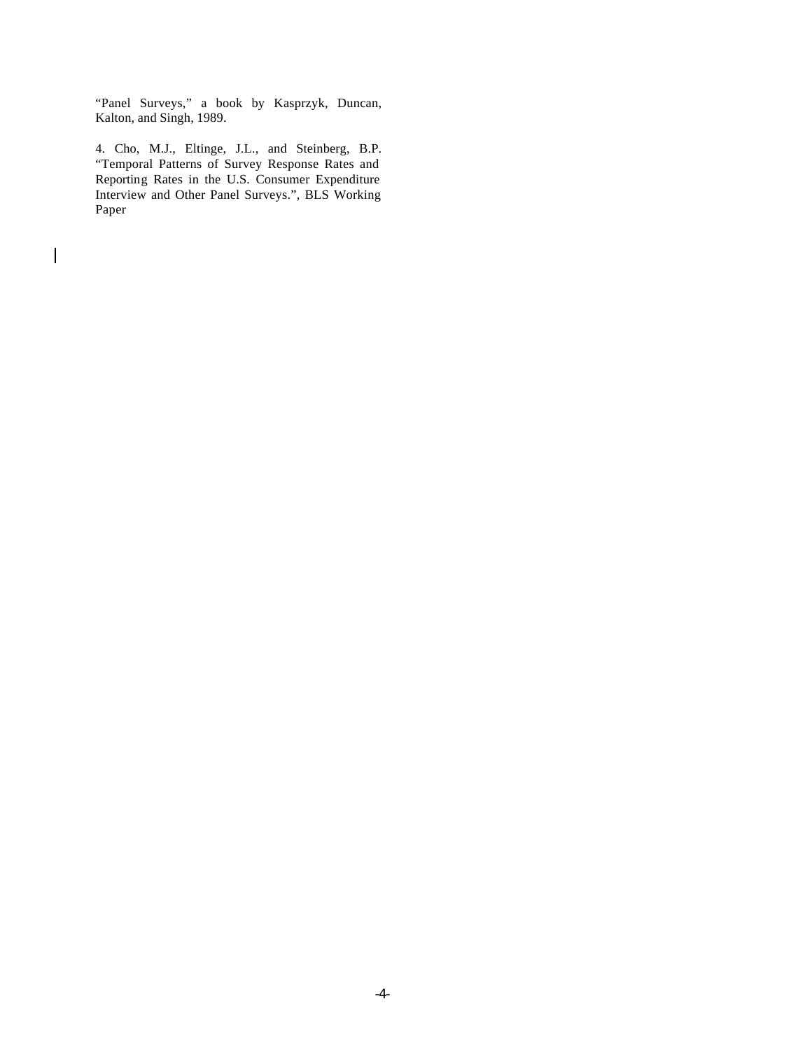"Panel Surveys," a book by Kasprzyk, Duncan, Kalton, and Singh, 1989.

4. Cho, M.J., Eltinge, J.L., and Steinberg, B.P. "Temporal Patterns of Survey Response Rates and Reporting Rates in the U.S. Consumer Expenditure Interview and Other Panel Surveys.", BLS Working Paper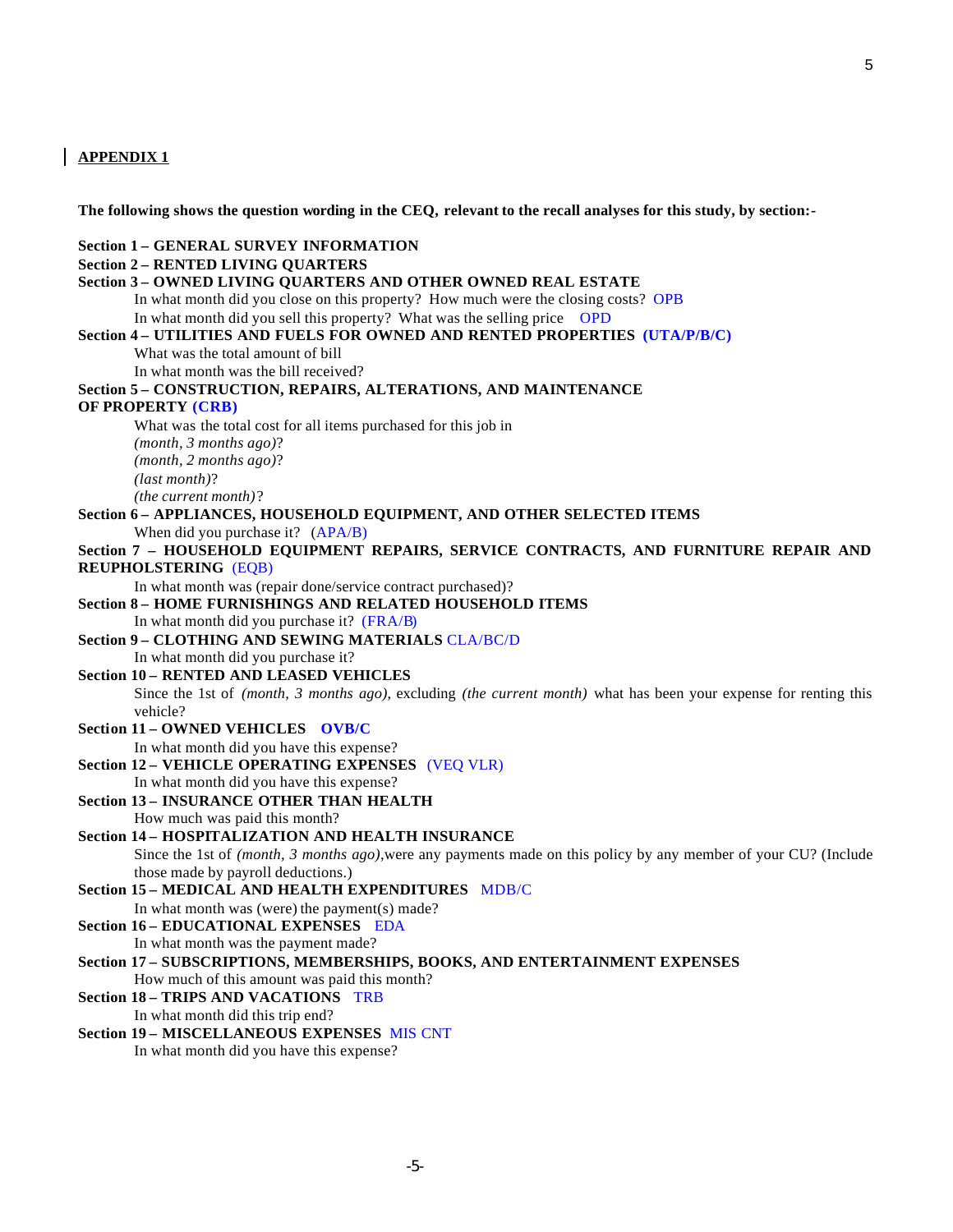## APPENDIX 1

**The following shows the question wording in the CEQ, relevant to the recall analyses for this study, by section:-**

**Section 1 – GENERAL SURVEY INFORMATION**

**Section 2 – RENTED LIVING QUARTERS**

**Section 3 – OWNED LIVING QUARTERS AND OTHER OWNED REAL ESTATE**

In what month did you close on this property? How much were the closing costs? OPB

In what month did you sell this property? What was the selling price OPD

**Section 4 – UTILITIES AND FUELS FOR OWNED AND RENTED PROPERTIES (UTA/P/B/C)**

What was the total amount of bill

In what month was the bill received?

**Section 5 – CONSTRUCTION, REPAIRS, ALTERATIONS, AND MAINTENANCE OF PROPERTY (CRB)**

What was the total cost for all items purchased for this job in
*(month, 3 months ago)*?
*(month, 2 months ago)*?
*(last month)*?
*(the current month)*?

**Section 6 – APPLIANCES, HOUSEHOLD EQUIPMENT, AND OTHER SELECTED ITEMS**

When did you purchase it? (APA/B)

**Section 7 – HOUSEHOLD EQUIPMENT REPAIRS, SERVICE CONTRACTS, AND FURNITURE REPAIR AND REUPHOLSTERING** (EQB)

In what month was (repair done/service contract purchased)?

**Section 8 – HOME FURNISHINGS AND RELATED HOUSEHOLD ITEMS**

In what month did you purchase it? (FRA/B)

**Section 9 – CLOTHING AND SEWING MATERIALS** CLA/BC/D

In what month did you purchase it?

**Section 10 – RENTED AND LEASED VEHICLES**

Since the 1st of *(month, 3 months ago)*, excluding *(the current month)* what has been your expense for renting this vehicle?

**Section 11 – OWNED VEHICLES OVB/C**

In what month did you have this expense?

**Section 12 – VEHICLE OPERATING EXPENSES** (VEQ VLR)

In what month did you have this expense?

**Section 13 – INSURANCE OTHER THAN HEALTH**

How much was paid this month?

**Section 14 – HOSPITALIZATION AND HEALTH INSURANCE**

Since the 1st of *(month, 3 months ago)*,were any payments made on this policy by any member of your CU? (Include those made by payroll deductions.)

**Section 15 – MEDICAL AND HEALTH EXPENDITURES** MDB/C

In what month was (were) the payment(s) made?

**Section 16 – EDUCATIONAL EXPENSES** EDA

In what month was the payment made?

**Section 17 – SUBSCRIPTIONS, MEMBERSHIPS, BOOKS, AND ENTERTAINMENT EXPENSES**

How much of this amount was paid this month?

**Section 18 – TRIPS AND VACATIONS** TRB

In what month did this trip end?

**Section 19 – MISCELLANEOUS EXPENSES** MIS CNT

In what month did you have this expense?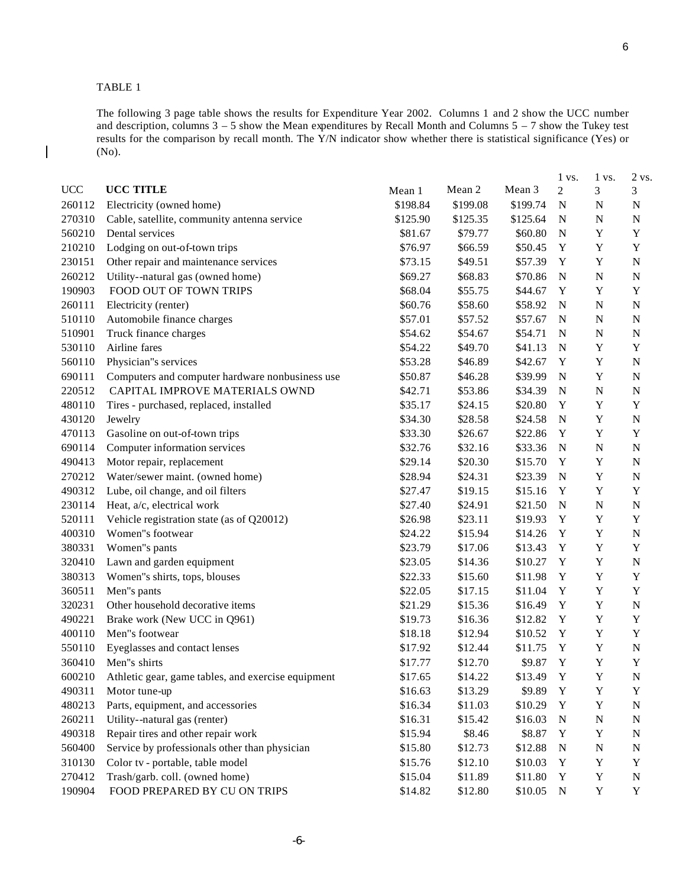TABLE 1

The following 3 page table shows the results for Expenditure Year 2002. Columns 1 and 2 show the UCC number and description, columns 3 – 5 show the Mean expenditures by Recall Month and Columns 5 – 7 show the Tukey test results for the comparison by recall month. The Y/N indicator show whether there is statistical significance (Yes) or (No).

| UCC | UCC TITLE | Mean 1 | Mean 2 | Mean 3 | 1 vs. 2 | 1 vs. 3 | 2 vs. 3 |
|---|---|---|---|---|---|---|---|
| 260112 | Electricity (owned home) | $198.84 | $199.08 | $199.74 | N | N | N |
| 270310 | Cable, satellite, community antenna service | $125.90 | $125.35 | $125.64 | N | N | N |
| 560210 | Dental services | $81.67 | $79.77 | $60.80 | N | Y | Y |
| 210210 | Lodging on out-of-town trips | $76.97 | $66.59 | $50.45 | Y | Y | Y |
| 230151 | Other repair and maintenance services | $73.15 | $49.51 | $57.39 | Y | Y | N |
| 260212 | Utility--natural gas (owned home) | $69.27 | $68.83 | $70.86 | N | N | N |
| 190903 | FOOD OUT OF TOWN TRIPS | $68.04 | $55.75 | $44.67 | Y | Y | Y |
| 260111 | Electricity (renter) | $60.76 | $58.60 | $58.92 | N | N | N |
| 510110 | Automobile finance charges | $57.01 | $57.52 | $57.67 | N | N | N |
| 510901 | Truck finance charges | $54.62 | $54.67 | $54.71 | N | N | N |
| 530110 | Airline fares | $54.22 | $49.70 | $41.13 | N | Y | Y |
| 560110 | Physician"s services | $53.28 | $46.89 | $42.67 | Y | Y | N |
| 690111 | Computers and computer hardware nonbusiness use | $50.87 | $46.28 | $39.99 | N | Y | N |
| 220512 | CAPITAL IMPROVE MATERIALS OWND | $42.71 | $53.86 | $34.39 | N | N | N |
| 480110 | Tires - purchased, replaced, installed | $35.17 | $24.15 | $20.80 | Y | Y | Y |
| 430120 | Jewelry | $34.30 | $28.58 | $24.58 | N | Y | N |
| 470113 | Gasoline on out-of-town trips | $33.30 | $26.67 | $22.86 | Y | Y | Y |
| 690114 | Computer information services | $32.76 | $32.16 | $33.36 | N | N | N |
| 490413 | Motor repair, replacement | $29.14 | $20.30 | $15.70 | Y | Y | N |
| 270212 | Water/sewer maint. (owned home) | $28.94 | $24.31 | $23.39 | N | Y | N |
| 490312 | Lube, oil change, and oil filters | $27.47 | $19.15 | $15.16 | Y | Y | Y |
| 230114 | Heat, a/c, electrical work | $27.40 | $24.91 | $21.50 | N | N | N |
| 520111 | Vehicle registration state (as of Q20012) | $26.98 | $23.11 | $19.93 | Y | Y | Y |
| 400310 | Women"s footwear | $24.22 | $15.94 | $14.26 | Y | Y | N |
| 380331 | Women"s pants | $23.79 | $17.06 | $13.43 | Y | Y | Y |
| 320410 | Lawn and garden equipment | $23.05 | $14.36 | $10.27 | Y | Y | N |
| 380313 | Women"s shirts, tops, blouses | $22.33 | $15.60 | $11.98 | Y | Y | Y |
| 360511 | Men"s pants | $22.05 | $17.15 | $11.04 | Y | Y | Y |
| 320231 | Other household decorative items | $21.29 | $15.36 | $16.49 | Y | Y | N |
| 490221 | Brake work (New UCC in Q961) | $19.73 | $16.36 | $12.82 | Y | Y | Y |
| 400110 | Men"s footwear | $18.18 | $12.94 | $10.52 | Y | Y | Y |
| 550110 | Eyeglasses and contact lenses | $17.92 | $12.44 | $11.75 | Y | Y | N |
| 360410 | Men"s shirts | $17.77 | $12.70 | $9.87 | Y | Y | Y |
| 600210 | Athletic gear, game tables, and exercise equipment | $17.65 | $14.22 | $13.49 | Y | Y | N |
| 490311 | Motor tune-up | $16.63 | $13.29 | $9.89 | Y | Y | Y |
| 480213 | Parts, equipment, and accessories | $16.34 | $11.03 | $10.29 | Y | Y | N |
| 260211 | Utility--natural gas (renter) | $16.31 | $15.42 | $16.03 | N | N | N |
| 490318 | Repair tires and other repair work | $15.94 | $8.46 | $8.87 | Y | Y | N |
| 560400 | Service by professionals other than physician | $15.80 | $12.73 | $12.88 | N | N | N |
| 310130 | Color tv - portable, table model | $15.76 | $12.10 | $10.03 | Y | Y | Y |
| 270412 | Trash/garb. coll. (owned home) | $15.04 | $11.89 | $11.80 | Y | Y | N |
| 190904 | FOOD PREPARED BY CU ON TRIPS | $14.82 | $12.80 | $10.05 | N | Y | Y |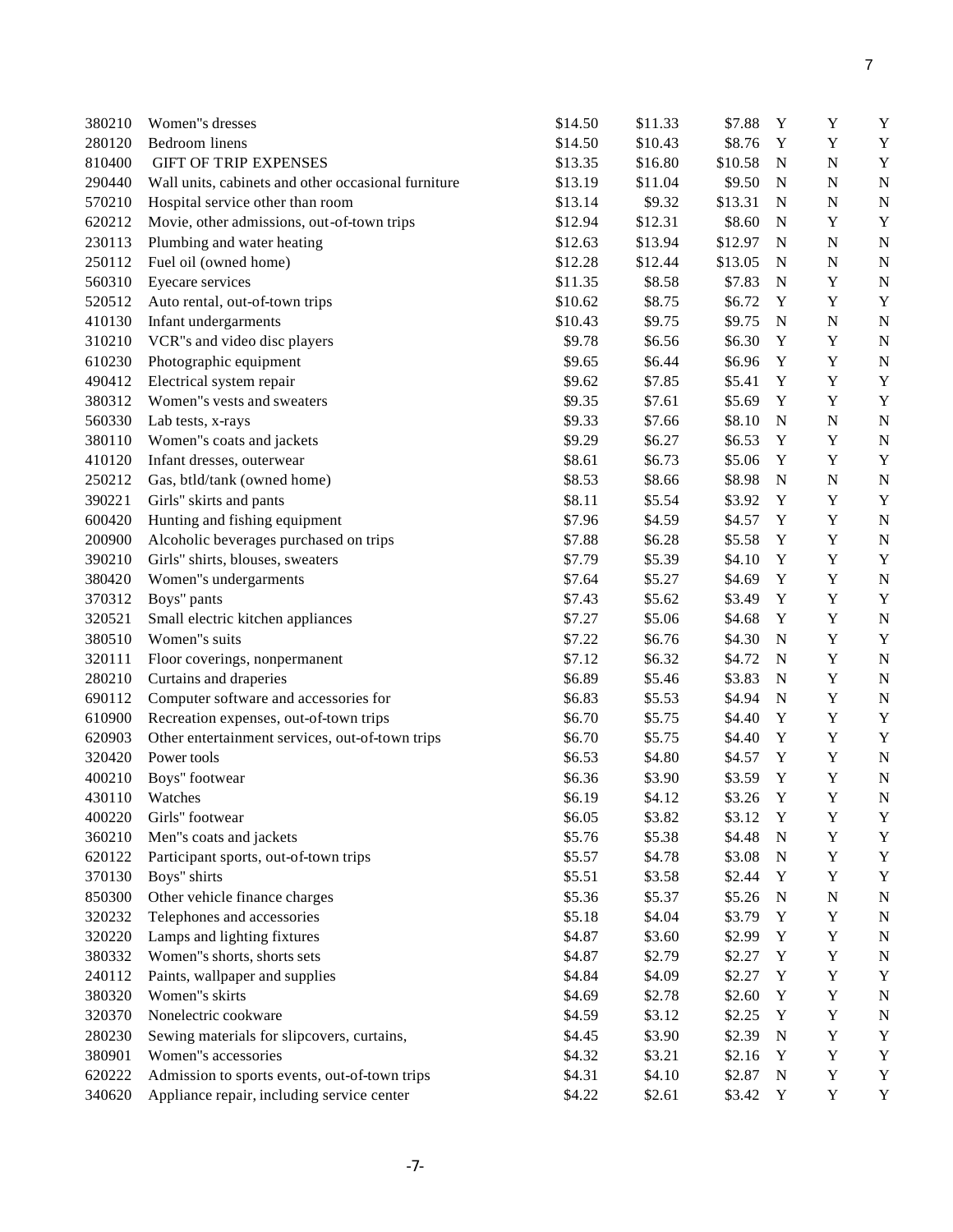| | | | | | | | |
|---|---|---|---|---|---|---|---|
| 380210 | Women"s dresses | $14.50 | $11.33 | $7.88 | Y | Y | Y |
| 280120 | Bedroom linens | $14.50 | $10.43 | $8.76 | Y | Y | Y |
| 810400 | GIFT OF TRIP EXPENSES | $13.35 | $16.80 | $10.58 | N | N | Y |
| 290440 | Wall units, cabinets and other occasional furniture | $13.19 | $11.04 | $9.50 | N | N | N |
| 570210 | Hospital service other than room | $13.14 | $9.32 | $13.31 | N | N | N |
| 620212 | Movie, other admissions, out-of-town trips | $12.94 | $12.31 | $8.60 | N | Y | Y |
| 230113 | Plumbing and water heating | $12.63 | $13.94 | $12.97 | N | N | N |
| 250112 | Fuel oil (owned home) | $12.28 | $12.44 | $13.05 | N | N | N |
| 560310 | Eyecare services | $11.35 | $8.58 | $7.83 | N | Y | N |
| 520512 | Auto rental, out-of-town trips | $10.62 | $8.75 | $6.72 | Y | Y | Y |
| 410130 | Infant undergarments | $10.43 | $9.75 | $9.75 | N | N | N |
| 310210 | VCR"s and video disc players | $9.78 | $6.56 | $6.30 | Y | Y | N |
| 610230 | Photographic equipment | $9.65 | $6.44 | $6.96 | Y | Y | N |
| 490412 | Electrical system repair | $9.62 | $7.85 | $5.41 | Y | Y | Y |
| 380312 | Women"s vests and sweaters | $9.35 | $7.61 | $5.69 | Y | Y | Y |
| 560330 | Lab tests, x-rays | $9.33 | $7.66 | $8.10 | N | N | N |
| 380110 | Women"s coats and jackets | $9.29 | $6.27 | $6.53 | Y | Y | N |
| 410120 | Infant dresses, outerwear | $8.61 | $6.73 | $5.06 | Y | Y | Y |
| 250212 | Gas, btld/tank (owned home) | $8.53 | $8.66 | $8.98 | N | N | N |
| 390221 | Girls" skirts and pants | $8.11 | $5.54 | $3.92 | Y | Y | Y |
| 600420 | Hunting and fishing equipment | $7.96 | $4.59 | $4.57 | Y | Y | N |
| 200900 | Alcoholic beverages purchased on trips | $7.88 | $6.28 | $5.58 | Y | Y | N |
| 390210 | Girls" shirts, blouses, sweaters | $7.79 | $5.39 | $4.10 | Y | Y | Y |
| 380420 | Women"s undergarments | $7.64 | $5.27 | $4.69 | Y | Y | N |
| 370312 | Boys" pants | $7.43 | $5.62 | $3.49 | Y | Y | Y |
| 320521 | Small electric kitchen appliances | $7.27 | $5.06 | $4.68 | Y | Y | N |
| 380510 | Women"s suits | $7.22 | $6.76 | $4.30 | N | Y | Y |
| 320111 | Floor coverings, nonpermanent | $7.12 | $6.32 | $4.72 | N | Y | N |
| 280210 | Curtains and draperies | $6.89 | $5.46 | $3.83 | N | Y | N |
| 690112 | Computer software and accessories for | $6.83 | $5.53 | $4.94 | N | Y | N |
| 610900 | Recreation expenses, out-of-town trips | $6.70 | $5.75 | $4.40 | Y | Y | Y |
| 620903 | Other entertainment services, out-of-town trips | $6.70 | $5.75 | $4.40 | Y | Y | Y |
| 320420 | Power tools | $6.53 | $4.80 | $4.57 | Y | Y | N |
| 400210 | Boys" footwear | $6.36 | $3.90 | $3.59 | Y | Y | N |
| 430110 | Watches | $6.19 | $4.12 | $3.26 | Y | Y | N |
| 400220 | Girls" footwear | $6.05 | $3.82 | $3.12 | Y | Y | Y |
| 360210 | Men"s coats and jackets | $5.76 | $5.38 | $4.48 | N | Y | Y |
| 620122 | Participant sports, out-of-town trips | $5.57 | $4.78 | $3.08 | N | Y | Y |
| 370130 | Boys" shirts | $5.51 | $3.58 | $2.44 | Y | Y | Y |
| 850300 | Other vehicle finance charges | $5.36 | $5.37 | $5.26 | N | N | N |
| 320232 | Telephones and accessories | $5.18 | $4.04 | $3.79 | Y | Y | N |
| 320220 | Lamps and lighting fixtures | $4.87 | $3.60 | $2.99 | Y | Y | N |
| 380332 | Women"s shorts, shorts sets | $4.87 | $2.79 | $2.27 | Y | Y | N |
| 240112 | Paints, wallpaper and supplies | $4.84 | $4.09 | $2.27 | Y | Y | Y |
| 380320 | Women"s skirts | $4.69 | $2.78 | $2.60 | Y | Y | N |
| 320370 | Nonelectric cookware | $4.59 | $3.12 | $2.25 | Y | Y | N |
| 280230 | Sewing materials for slipcovers, curtains, | $4.45 | $3.90 | $2.39 | N | Y | Y |
| 380901 | Women"s accessories | $4.32 | $3.21 | $2.16 | Y | Y | Y |
| 620222 | Admission to sports events, out-of-town trips | $4.31 | $4.10 | $2.87 | N | Y | Y |
| 340620 | Appliance repair, including service center | $4.22 | $2.61 | $3.42 | Y | Y | Y |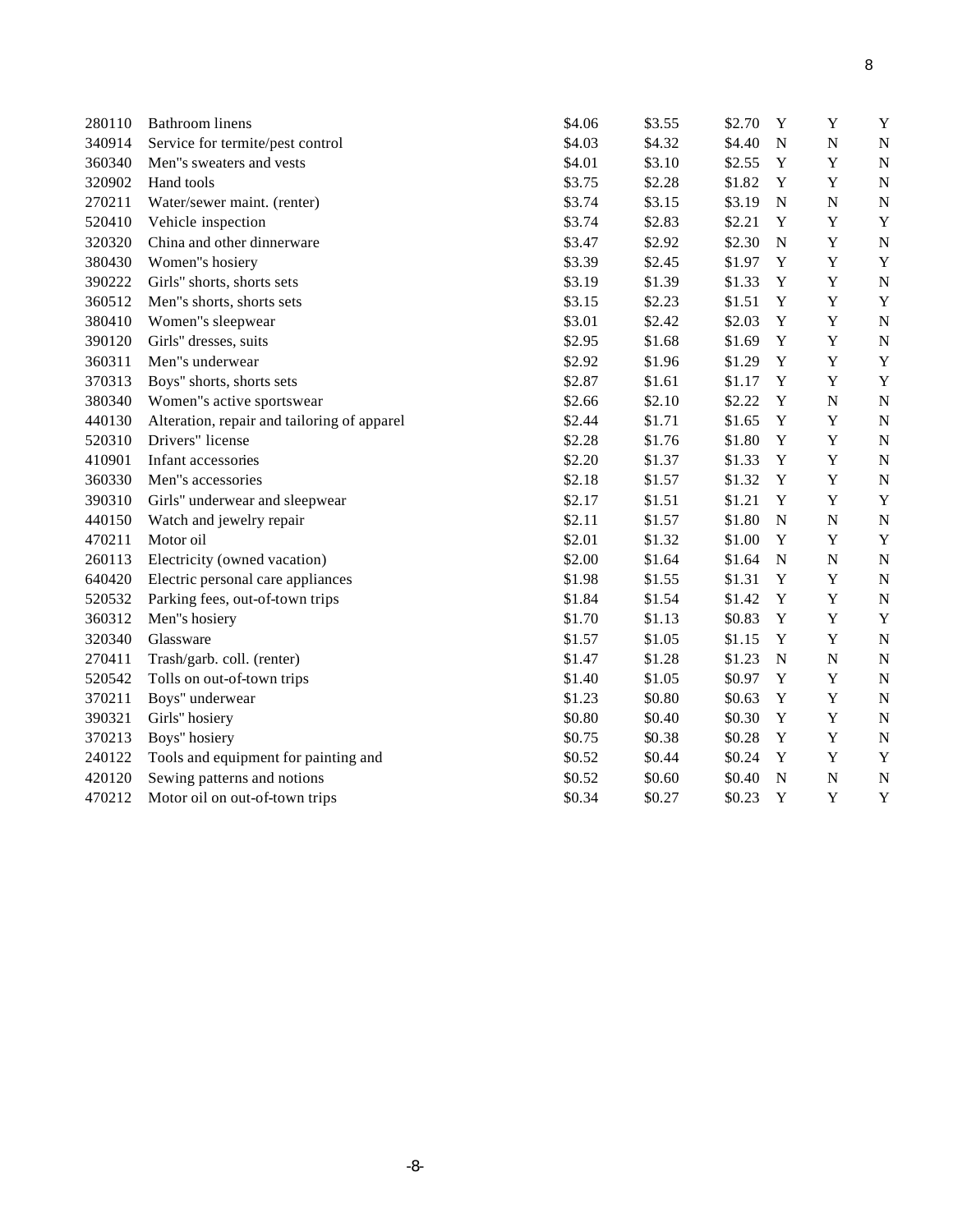| | | | | | | | |
|---|---|---|---|---|---|---|---|
| 280110 | Bathroom linens | $4.06 | $3.55 | $2.70 | Y | Y | Y |
| 340914 | Service for termite/pest control | $4.03 | $4.32 | $4.40 | N | N | N |
| 360340 | Men"s sweaters and vests | $4.01 | $3.10 | $2.55 | Y | Y | N |
| 320902 | Hand tools | $3.75 | $2.28 | $1.82 | Y | Y | N |
| 270211 | Water/sewer maint. (renter) | $3.74 | $3.15 | $3.19 | N | N | N |
| 520410 | Vehicle inspection | $3.74 | $2.83 | $2.21 | Y | Y | Y |
| 320320 | China and other dinnerware | $3.47 | $2.92 | $2.30 | N | Y | N |
| 380430 | Women"s hosiery | $3.39 | $2.45 | $1.97 | Y | Y | Y |
| 390222 | Girls" shorts, shorts sets | $3.19 | $1.39 | $1.33 | Y | Y | N |
| 360512 | Men"s shorts, shorts sets | $3.15 | $2.23 | $1.51 | Y | Y | Y |
| 380410 | Women"s sleepwear | $3.01 | $2.42 | $2.03 | Y | Y | N |
| 390120 | Girls" dresses, suits | $2.95 | $1.68 | $1.69 | Y | Y | N |
| 360311 | Men"s underwear | $2.92 | $1.96 | $1.29 | Y | Y | Y |
| 370313 | Boys" shorts, shorts sets | $2.87 | $1.61 | $1.17 | Y | Y | Y |
| 380340 | Women"s active sportswear | $2.66 | $2.10 | $2.22 | Y | N | N |
| 440130 | Alteration, repair and tailoring of apparel | $2.44 | $1.71 | $1.65 | Y | Y | N |
| 520310 | Drivers" license | $2.28 | $1.76 | $1.80 | Y | Y | N |
| 410901 | Infant accessories | $2.20 | $1.37 | $1.33 | Y | Y | N |
| 360330 | Men"s accessories | $2.18 | $1.57 | $1.32 | Y | Y | N |
| 390310 | Girls" underwear and sleepwear | $2.17 | $1.51 | $1.21 | Y | Y | Y |
| 440150 | Watch and jewelry repair | $2.11 | $1.57 | $1.80 | N | N | N |
| 470211 | Motor oil | $2.01 | $1.32 | $1.00 | Y | Y | Y |
| 260113 | Electricity (owned vacation) | $2.00 | $1.64 | $1.64 | N | N | N |
| 640420 | Electric personal care appliances | $1.98 | $1.55 | $1.31 | Y | Y | N |
| 520532 | Parking fees, out-of-town trips | $1.84 | $1.54 | $1.42 | Y | Y | N |
| 360312 | Men"s hosiery | $1.70 | $1.13 | $0.83 | Y | Y | Y |
| 320340 | Glassware | $1.57 | $1.05 | $1.15 | Y | Y | N |
| 270411 | Trash/garb. coll. (renter) | $1.47 | $1.28 | $1.23 | N | N | N |
| 520542 | Tolls on out-of-town trips | $1.40 | $1.05 | $0.97 | Y | Y | N |
| 370211 | Boys" underwear | $1.23 | $0.80 | $0.63 | Y | Y | N |
| 390321 | Girls" hosiery | $0.80 | $0.40 | $0.30 | Y | Y | N |
| 370213 | Boys" hosiery | $0.75 | $0.38 | $0.28 | Y | Y | N |
| 240122 | Tools and equipment for painting and | $0.52 | $0.44 | $0.24 | Y | Y | Y |
| 420120 | Sewing patterns and notions | $0.52 | $0.60 | $0.40 | N | N | N |
| 470212 | Motor oil on out-of-town trips | $0.34 | $0.27 | $0.23 | Y | Y | Y |